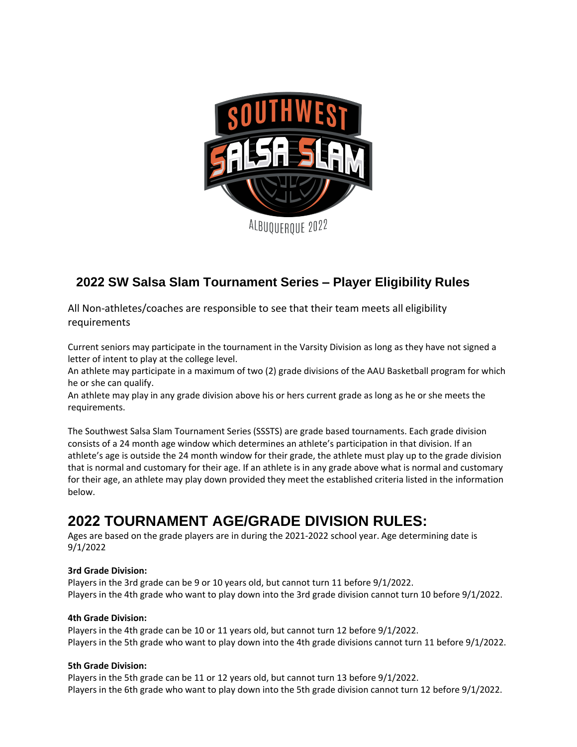# 2022 SW Salsa Slam Tournament Series – Player Eligibility Rules

All Non-athletes/coaches are responsible to see that their team meets all eligibility requirements

Current seniors may participate in the tournament in the Varsity Division as long as they have not signed a letter of intent to play at the college level.
An athlete may participate in a maximum of two (2) grade divisions of the AAU Basketball program for which he or she can qualify.
An athlete may play in any grade division above his or hers current grade as long as he or she meets the requirements.

The Southwest Salsa Slam Tournament Series (SSSTS) are grade based tournaments. Each grade division consists of a 24 month age window which determines an athlete's participation in that division. If an athlete's age is outside the 24 month window for their grade, the athlete must play up to the grade division that is normal and customary for their age. If an athlete is in any grade above what is normal and customary for their age, an athlete may play down provided they meet the established criteria listed in the information below.

## 2022 TOURNAMENT AGE/GRADE DIVISION RULES:

Ages are based on the grade players are in during the 2021-2022 school year. Age determining date is 9/1/2022

**3rd Grade Division:**
Players in the 3rd grade can be 9 or 10 years old, but cannot turn 11 before 9/1/2022.
Players in the 4th grade who want to play down into the 3rd grade division cannot turn 10 before 9/1/2022.

**4th Grade Division:**
Players in the 4th grade can be 10 or 11 years old, but cannot turn 12 before 9/1/2022.
Players in the 5th grade who want to play down into the 4th grade divisions cannot turn 11 before 9/1/2022.

**5th Grade Division:**
Players in the 5th grade can be 11 or 12 years old, but cannot turn 13 before 9/1/2022.
Players in the 6th grade who want to play down into the 5th grade division cannot turn 12 before 9/1/2022.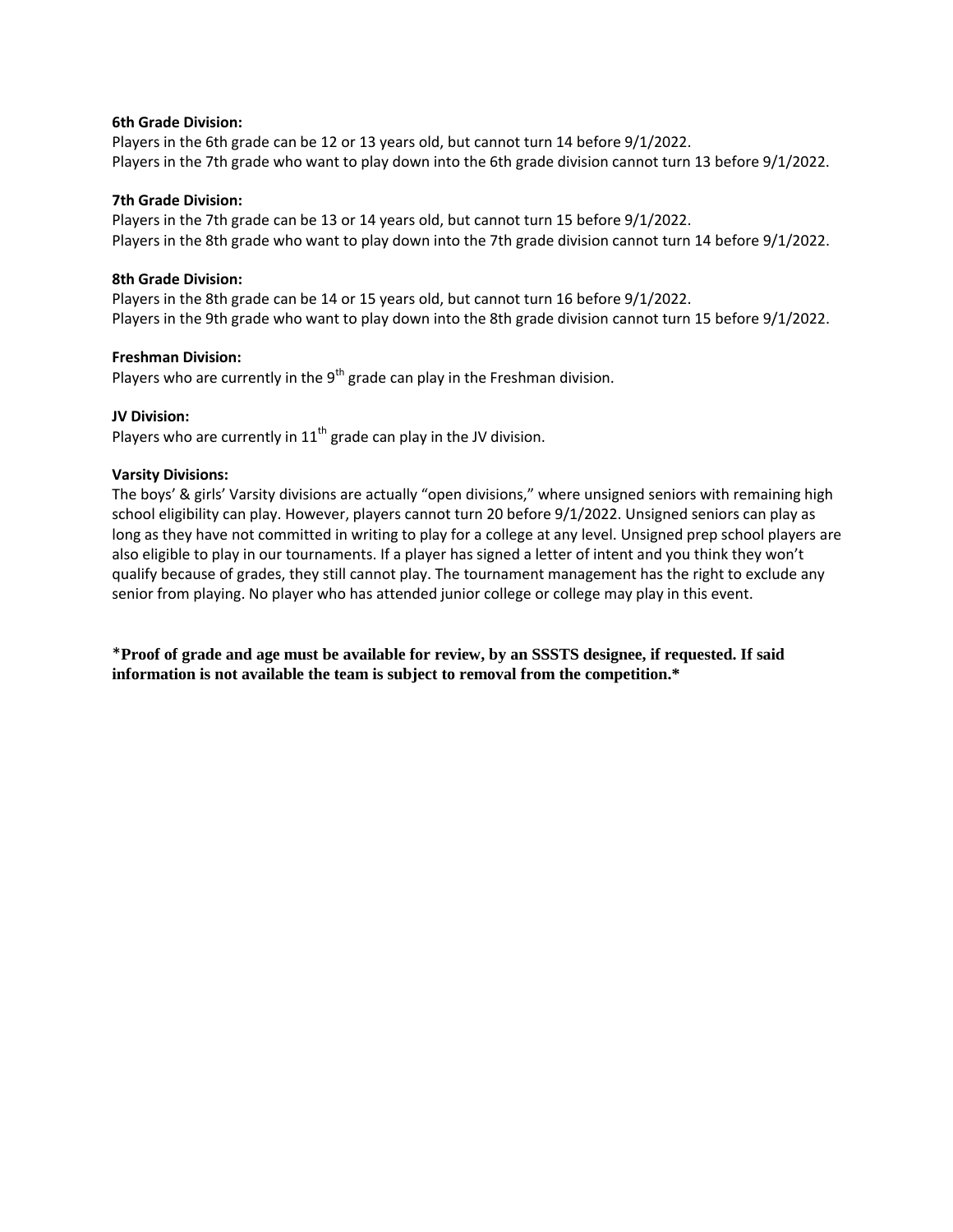**6th Grade Division:**

Players in the 6th grade can be 12 or 13 years old, but cannot turn 14 before 9/1/2022.
Players in the 7th grade who want to play down into the 6th grade division cannot turn 13 before 9/1/2022.

**7th Grade Division:**

Players in the 7th grade can be 13 or 14 years old, but cannot turn 15 before 9/1/2022.
Players in the 8th grade who want to play down into the 7th grade division cannot turn 14 before 9/1/2022.

**8th Grade Division:**

Players in the 8th grade can be 14 or 15 years old, but cannot turn 16 before 9/1/2022.
Players in the 9th grade who want to play down into the 8th grade division cannot turn 15 before 9/1/2022.

**Freshman Division:**

Players who are currently in the 9th grade can play in the Freshman division.

**JV Division:**

Players who are currently in 11th grade can play in the JV division.

**Varsity Divisions:**

The boys' & girls' Varsity divisions are actually "open divisions," where unsigned seniors with remaining high school eligibility can play. However, players cannot turn 20 before 9/1/2022. Unsigned seniors can play as long as they have not committed in writing to play for a college at any level. Unsigned prep school players are also eligible to play in our tournaments. If a player has signed a letter of intent and you think they won't qualify because of grades, they still cannot play. The tournament management has the right to exclude any senior from playing. No player who has attended junior college or college may play in this event.

**\*Proof of grade and age must be available for review, by an SSSTS designee, if requested. If said information is not available the team is subject to removal from the competition.\***